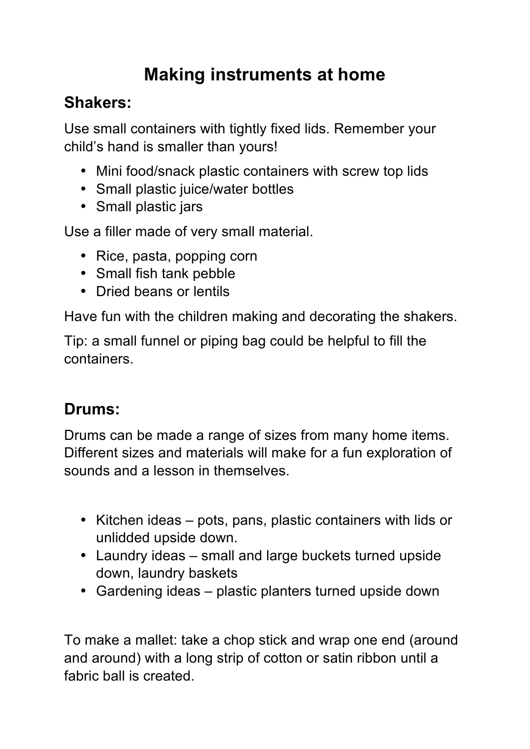# Making instruments at home

## Shakers:

Use small containers with tightly fixed lids. Remember your child's hand is smaller than yours!

- Mini food/snack plastic containers with screw top lids
- Small plastic juice/water bottles
- Small plastic jars

Use a filler made of very small material.

- Rice, pasta, popping corn
- Small fish tank pebble
- Dried beans or lentils

Have fun with the children making and decorating the shakers.

Tip: a small funnel or piping bag could be helpful to fill the containers.

## Drums:

Drums can be made a range of sizes from many home items. Different sizes and materials will make for a fun exploration of sounds and a lesson in themselves.

- Kitchen ideas – pots, pans, plastic containers with lids or unlidded upside down.
- Laundry ideas – small and large buckets turned upside down, laundry baskets
- Gardening ideas – plastic planters turned upside down

To make a mallet: take a chop stick and wrap one end (around and around) with a long strip of cotton or satin ribbon until a fabric ball is created.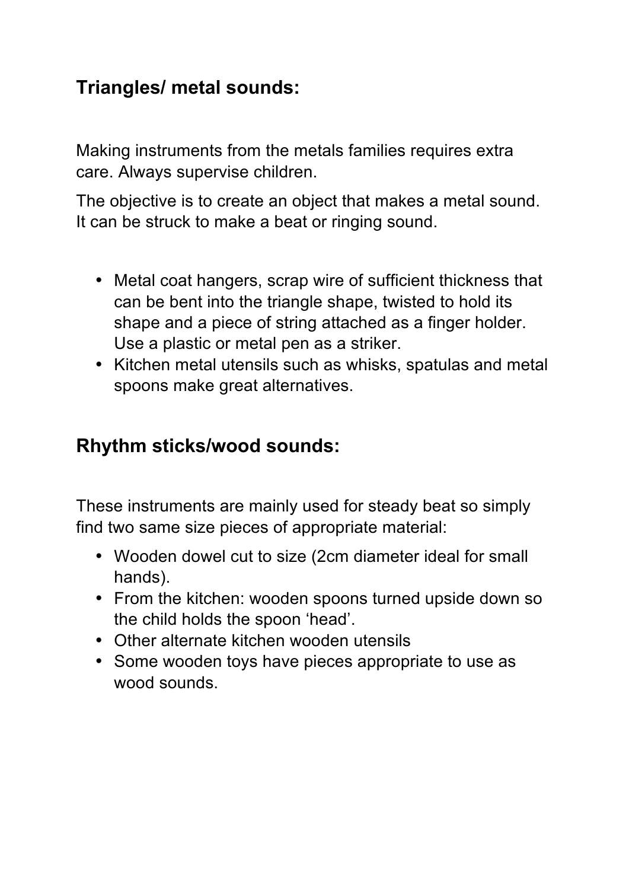### Triangles/ metal sounds:

Making instruments from the metals families requires extra care. Always supervise children.

The objective is to create an object that makes a metal sound. It can be struck to make a beat or ringing sound.

- Metal coat hangers, scrap wire of sufficient thickness that can be bent into the triangle shape, twisted to hold its shape and a piece of string attached as a finger holder. Use a plastic or metal pen as a striker.
- Kitchen metal utensils such as whisks, spatulas and metal spoons make great alternatives.

### Rhythm sticks/wood sounds:

These instruments are mainly used for steady beat so simply find two same size pieces of appropriate material:

- Wooden dowel cut to size (2cm diameter ideal for small hands).
- From the kitchen: wooden spoons turned upside down so the child holds the spoon 'head'.
- Other alternate kitchen wooden utensils
- Some wooden toys have pieces appropriate to use as wood sounds.